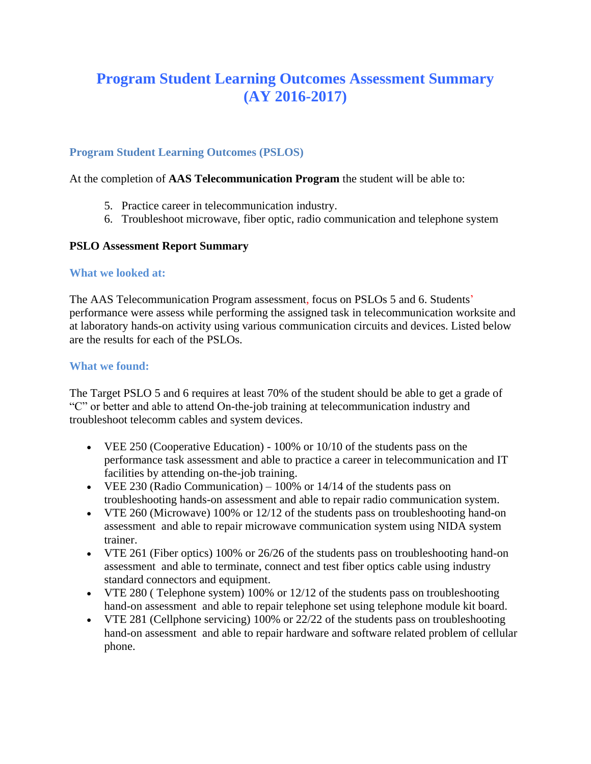# Program Student Learning Outcomes Assessment Summary (AY 2016-2017)

## Program Student Learning Outcomes (PSLOS)

At the completion of **AAS Telecommunication Program** the student will be able to:

5. Practice career in telecommunication industry.
6. Troubleshoot microwave, fiber optic, radio communication and telephone system

### PSLO Assessment Report Summary

### What we looked at:

The AAS Telecommunication Program assessment, focus on PSLOs 5 and 6. Students' performance were assess while performing the assigned task in telecommunication worksite and at laboratory hands-on activity using various communication circuits and devices. Listed below are the results for each of the PSLOs.

### What we found:

The Target PSLO 5 and 6 requires at least 70% of the student should be able to get a grade of "C" or better and able to attend On-the-job training at telecommunication industry and troubleshoot telecomm cables and system devices.

- VEE 250 (Cooperative Education) - 100% or 10/10 of the students pass on the performance task assessment and able to practice a career in telecommunication and IT facilities by attending on-the-job training.
- VEE 230 (Radio Communication) – 100% or 14/14 of the students pass on troubleshooting hands-on assessment and able to repair radio communication system.
- VTE 260 (Microwave) 100% or 12/12 of the students pass on troubleshooting hand-on assessment and able to repair microwave communication system using NIDA system trainer.
- VTE 261 (Fiber optics) 100% or 26/26 of the students pass on troubleshooting hand-on assessment and able to terminate, connect and test fiber optics cable using industry standard connectors and equipment.
- VTE 280 ( Telephone system) 100% or 12/12 of the students pass on troubleshooting hand-on assessment and able to repair telephone set using telephone module kit board.
- VTE 281 (Cellphone servicing) 100% or 22/22 of the students pass on troubleshooting hand-on assessment and able to repair hardware and software related problem of cellular phone.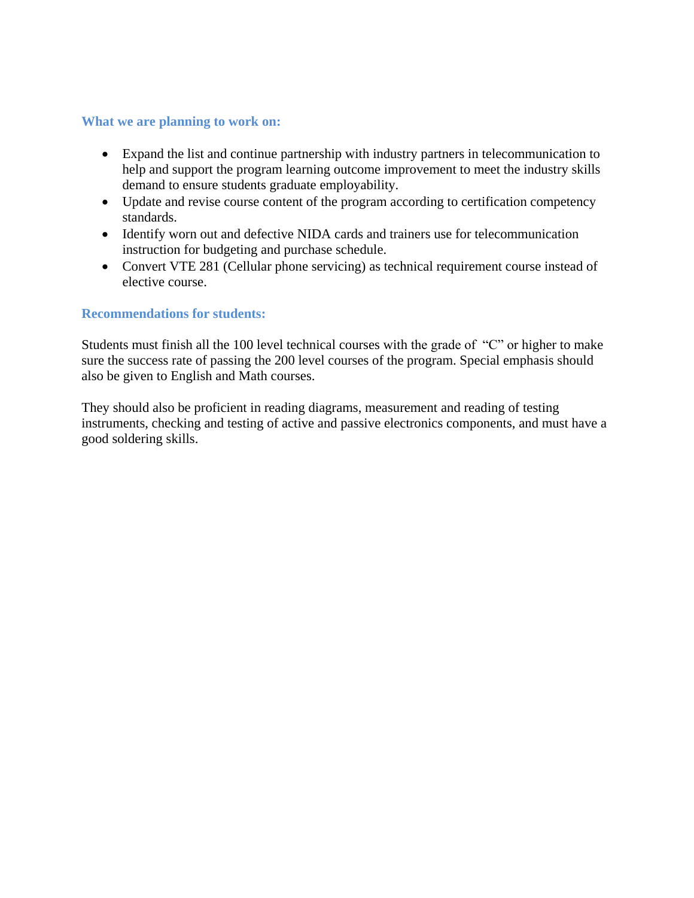### What we are planning to work on:

- Expand the list and continue partnership with industry partners in telecommunication to help and support the program learning outcome improvement to meet the industry skills demand to ensure students graduate employability.
- Update and revise course content of the program according to certification competency standards.
- Identify worn out and defective NIDA cards and trainers use for telecommunication instruction for budgeting and purchase schedule.
- Convert VTE 281 (Cellular phone servicing) as technical requirement course instead of elective course.

### Recommendations for students:

Students must finish all the 100 level technical courses with the grade of "C" or higher to make sure the success rate of passing the 200 level courses of the program. Special emphasis should also be given to English and Math courses.

They should also be proficient in reading diagrams, measurement and reading of testing instruments, checking and testing of active and passive electronics components, and must have a good soldering skills.